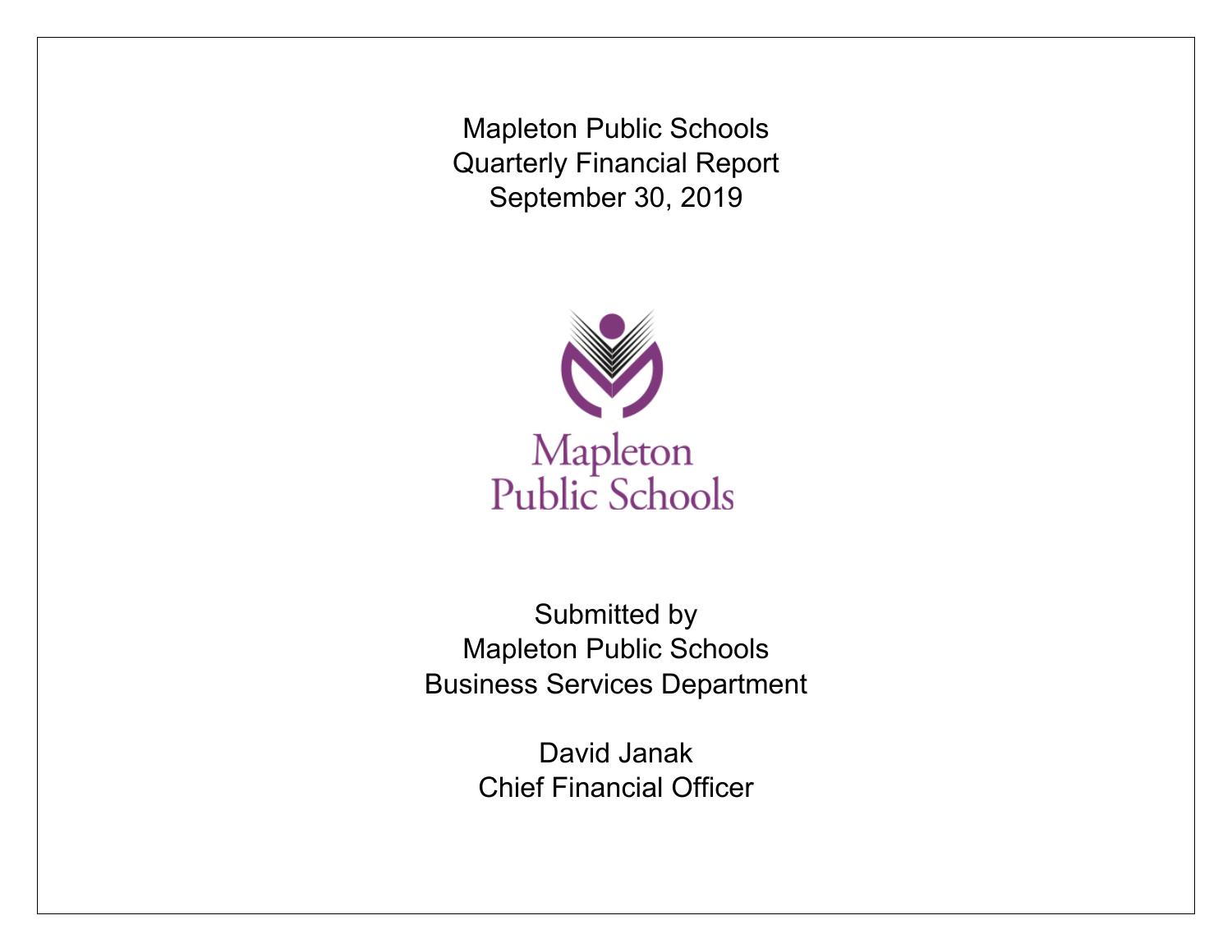# Mapleton Public Schools
# Quarterly Financial Report
# September 30, 2019

Mapleton Public Schools

Submitted by
Mapleton Public Schools
Business Services Department

David Janak
Chief Financial Officer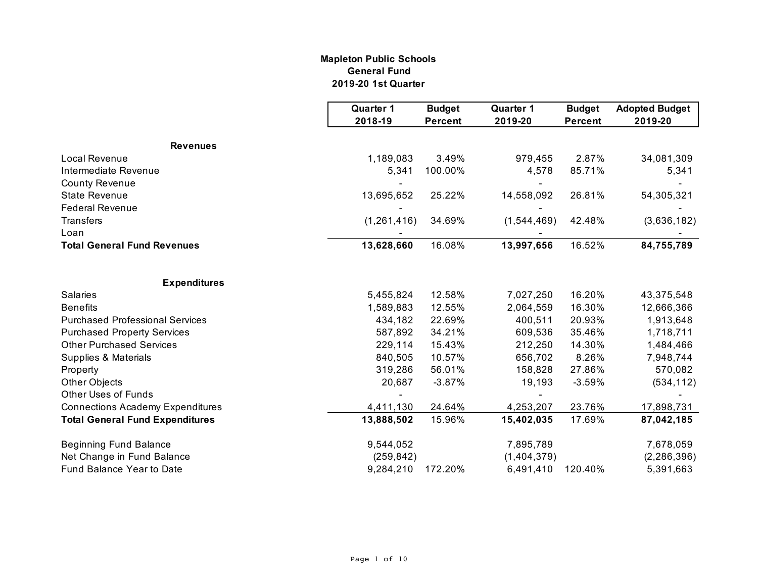# Mapleton Public Schools

## General Fund

### 2019-20 1st Quarter

| | Quarter 1 2018-19 | Budget Percent | Quarter 1 2019-20 | Budget Percent | Adopted Budget 2019-20 |
|---|---|---|---|---|---|
| **Revenues** | | | | | |
| Local Revenue | 1,189,083 | 3.49% | 979,455 | 2.87% | 34,081,309 |
| Intermediate Revenue | 5,341 | 100.00% | 4,578 | 85.71% | 5,341 |
| County Revenue | - | | - | | - |
| State Revenue | 13,695,652 | 25.22% | 14,558,092 | 26.81% | 54,305,321 |
| Federal Revenue | - | | - | | - |
| Transfers | (1,261,416) | 34.69% | (1,544,469) | 42.48% | (3,636,182) |
| Loan | - | | - | | - |
| **Total General Fund Revenues** | **13,628,660** | 16.08% | **13,997,656** | 16.52% | **84,755,789** |
| **Expenditures** | | | | | |
| Salaries | 5,455,824 | 12.58% | 7,027,250 | 16.20% | 43,375,548 |
| Benefits | 1,589,883 | 12.55% | 2,064,559 | 16.30% | 12,666,366 |
| Purchased Professional Services | 434,182 | 22.69% | 400,511 | 20.93% | 1,913,648 |
| Purchased Property Services | 587,892 | 34.21% | 609,536 | 35.46% | 1,718,711 |
| Other Purchased Services | 229,114 | 15.43% | 212,250 | 14.30% | 1,484,466 |
| Supplies & Materials | 840,505 | 10.57% | 656,702 | 8.26% | 7,948,744 |
| Property | 319,286 | 56.01% | 158,828 | 27.86% | 570,082 |
| Other Objects | 20,687 | -3.87% | 19,193 | -3.59% | (534,112) |
| Other Uses of Funds | - | | - | | - |
| Connections Academy Expenditures | 4,411,130 | 24.64% | 4,253,207 | 23.76% | 17,898,731 |
| **Total General Fund Expenditures** | **13,888,502** | 15.96% | **15,402,035** | 17.69% | **87,042,185** |
| Beginning Fund Balance | 9,544,052 | | 7,895,789 | | 7,678,059 |
| Net Change in Fund Balance | (259,842) | | (1,404,379) | | (2,286,396) |
| Fund Balance Year to Date | 9,284,210 | 172.20% | 6,491,410 | 120.40% | 5,391,663 |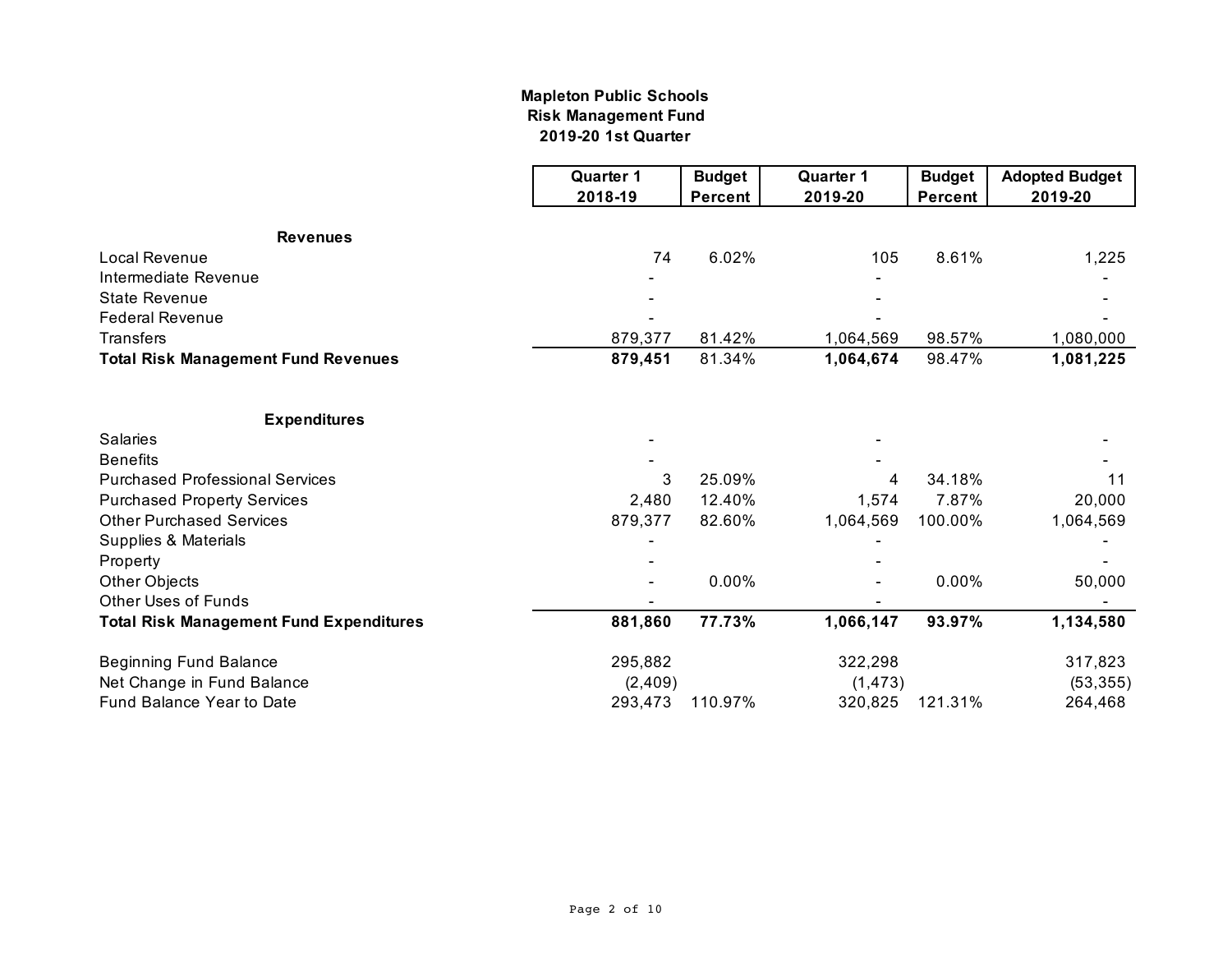**Mapleton Public Schools**
**Risk Management Fund**
**2019-20 1st Quarter**

| | Quarter 1 2018-19 | Budget Percent | Quarter 1 2019-20 | Budget Percent | Adopted Budget 2019-20 |
|---|---|---|---|---|---|
| **Revenues** | | | | | |
| Local Revenue | 74 | 6.02% | 105 | 8.61% | 1,225 |
| Intermediate Revenue | - | | - | | - |
| State Revenue | - | | - | | - |
| Federal Revenue | - | | - | | - |
| Transfers | 879,377 | 81.42% | 1,064,569 | 98.57% | 1,080,000 |
| **Total Risk Management Fund Revenues** | **879,451** | 81.34% | **1,064,674** | 98.47% | **1,081,225** |
| | | | | | |
| **Expenditures** | | | | | |
| Salaries | - | | - | | - |
| Benefits | - | | - | | - |
| Purchased Professional Services | 3 | 25.09% | 4 | 34.18% | 11 |
| Purchased Property Services | 2,480 | 12.40% | 1,574 | 7.87% | 20,000 |
| Other Purchased Services | 879,377 | 82.60% | 1,064,569 | 100.00% | 1,064,569 |
| Supplies & Materials | - | | - | | - |
| Property | - | | - | | - |
| Other Objects | - | 0.00% | - | 0.00% | 50,000 |
| Other Uses of Funds | - | | - | | - |
| **Total Risk Management Fund Expenditures** | **881,860** | **77.73%** | **1,066,147** | **93.97%** | **1,134,580** |
| | | | | | |
| Beginning Fund Balance | 295,882 | | 322,298 | | 317,823 |
| Net Change in Fund Balance | (2,409) | | (1,473) | | (53,355) |
| Fund Balance Year to Date | 293,473 | 110.97% | 320,825 | 121.31% | 264,468 |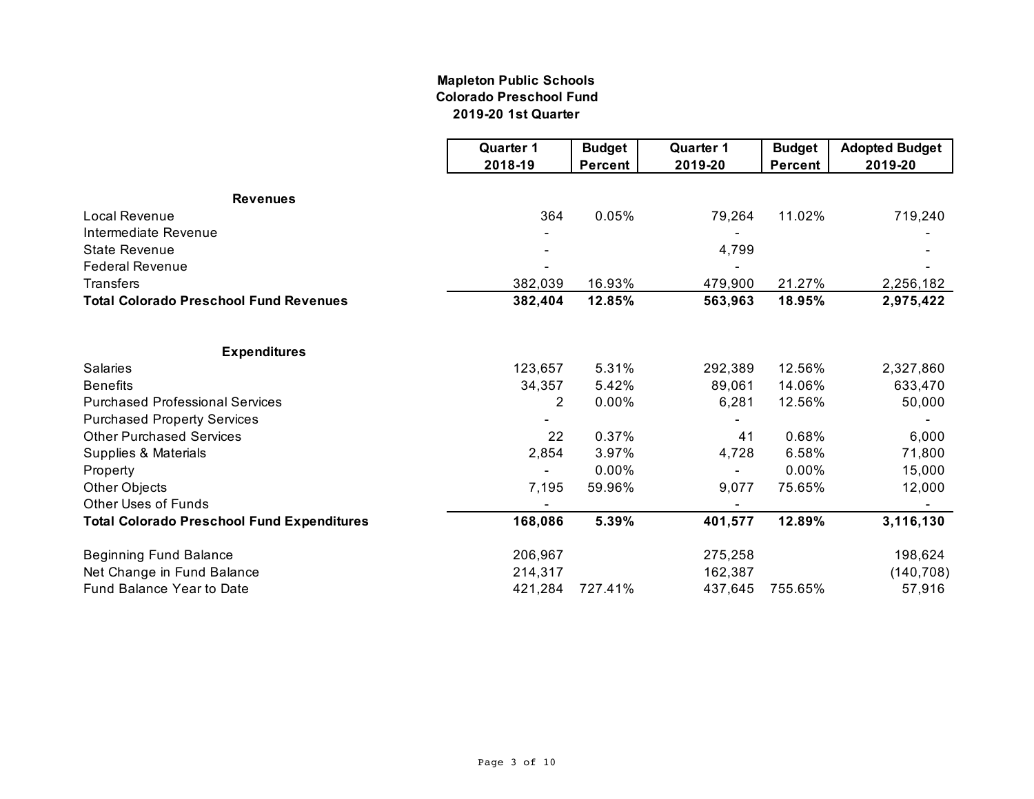# Mapleton Public Schools
## Colorado Preschool Fund
### 2019-20 1st Quarter

| | Quarter 1 2018-19 | Budget Percent | Quarter 1 2019-20 | Budget Percent | Adopted Budget 2019-20 |
|---|---|---|---|---|---|
| **Revenues** | | | | | |
| Local Revenue | 364 | 0.05% | 79,264 | 11.02% | 719,240 |
| Intermediate Revenue | - | | - | | - |
| State Revenue | - | | 4,799 | | - |
| Federal Revenue | - | | - | | - |
| Transfers | 382,039 | 16.93% | 479,900 | 21.27% | 2,256,182 |
| **Total Colorado Preschool Fund Revenues** | **382,404** | **12.85%** | **563,963** | **18.95%** | **2,975,422** |
| **Expenditures** | | | | | |
| Salaries | 123,657 | 5.31% | 292,389 | 12.56% | 2,327,860 |
| Benefits | 34,357 | 5.42% | 89,061 | 14.06% | 633,470 |
| Purchased Professional Services | 2 | 0.00% | 6,281 | 12.56% | 50,000 |
| Purchased Property Services | - | | - | | - |
| Other Purchased Services | 22 | 0.37% | 41 | 0.68% | 6,000 |
| Supplies & Materials | 2,854 | 3.97% | 4,728 | 6.58% | 71,800 |
| Property | - | 0.00% | - | 0.00% | 15,000 |
| Other Objects | 7,195 | 59.96% | 9,077 | 75.65% | 12,000 |
| Other Uses of Funds | - | | - | | - |
| **Total Colorado Preschool Fund Expenditures** | **168,086** | **5.39%** | **401,577** | **12.89%** | **3,116,130** |
| Beginning Fund Balance | 206,967 | | 275,258 | | 198,624 |
| Net Change in Fund Balance | 214,317 | | 162,387 | | (140,708) |
| Fund Balance Year to Date | 421,284 | 727.41% | 437,645 | 755.65% | 57,916 |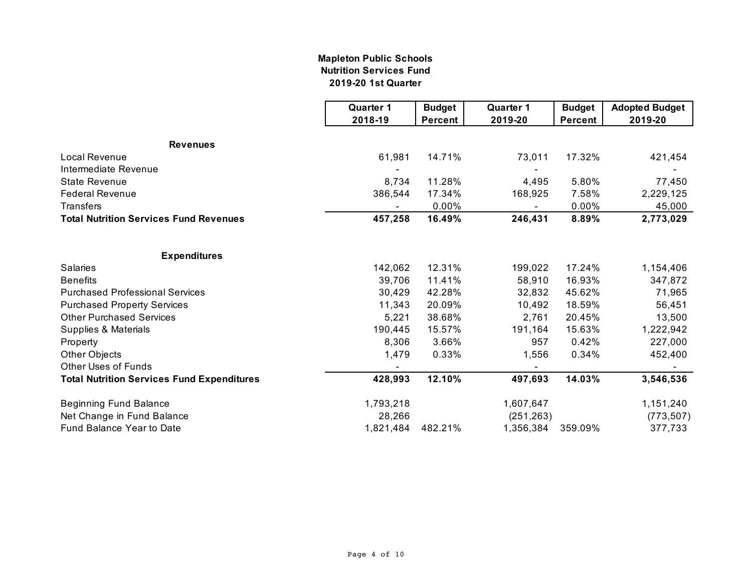**Mapleton Public Schools**
**Nutrition Services Fund**
**2019-20 1st Quarter**

| | Quarter 1 2018-19 | Budget Percent | Quarter 1 2019-20 | Budget Percent | Adopted Budget 2019-20 |
|---|---|---|---|---|---|
| **Revenues** | | | | | |
| Local Revenue | 61,981 | 14.71% | 73,011 | 17.32% | 421,454 |
| Intermediate Revenue | - | | - | | - |
| State Revenue | 8,734 | 11.28% | 4,495 | 5.80% | 77,450 |
| Federal Revenue | 386,544 | 17.34% | 168,925 | 7.58% | 2,229,125 |
| Transfers | - | 0.00% | - | 0.00% | 45,000 |
| **Total Nutrition Services Fund Revenues** | **457,258** | **16.49%** | **246,431** | **8.89%** | **2,773,029** |
| **Expenditures** | | | | | |
| Salaries | 142,062 | 12.31% | 199,022 | 17.24% | 1,154,406 |
| Benefits | 39,706 | 11.41% | 58,910 | 16.93% | 347,872 |
| Purchased Professional Services | 30,429 | 42.28% | 32,832 | 45.62% | 71,965 |
| Purchased Property Services | 11,343 | 20.09% | 10,492 | 18.59% | 56,451 |
| Other Purchased Services | 5,221 | 38.68% | 2,761 | 20.45% | 13,500 |
| Supplies & Materials | 190,445 | 15.57% | 191,164 | 15.63% | 1,222,942 |
| Property | 8,306 | 3.66% | 957 | 0.42% | 227,000 |
| Other Objects | 1,479 | 0.33% | 1,556 | 0.34% | 452,400 |
| Other Uses of Funds | - | | - | | - |
| **Total Nutrition Services Fund Expenditures** | **428,993** | **12.10%** | **497,693** | **14.03%** | **3,546,536** |
| Beginning Fund Balance | 1,793,218 | | 1,607,647 | | 1,151,240 |
| Net Change in Fund Balance | 28,266 | | (251,263) | | (773,507) |
| Fund Balance Year to Date | 1,821,484 | 482.21% | 1,356,384 | 359.09% | 377,733 |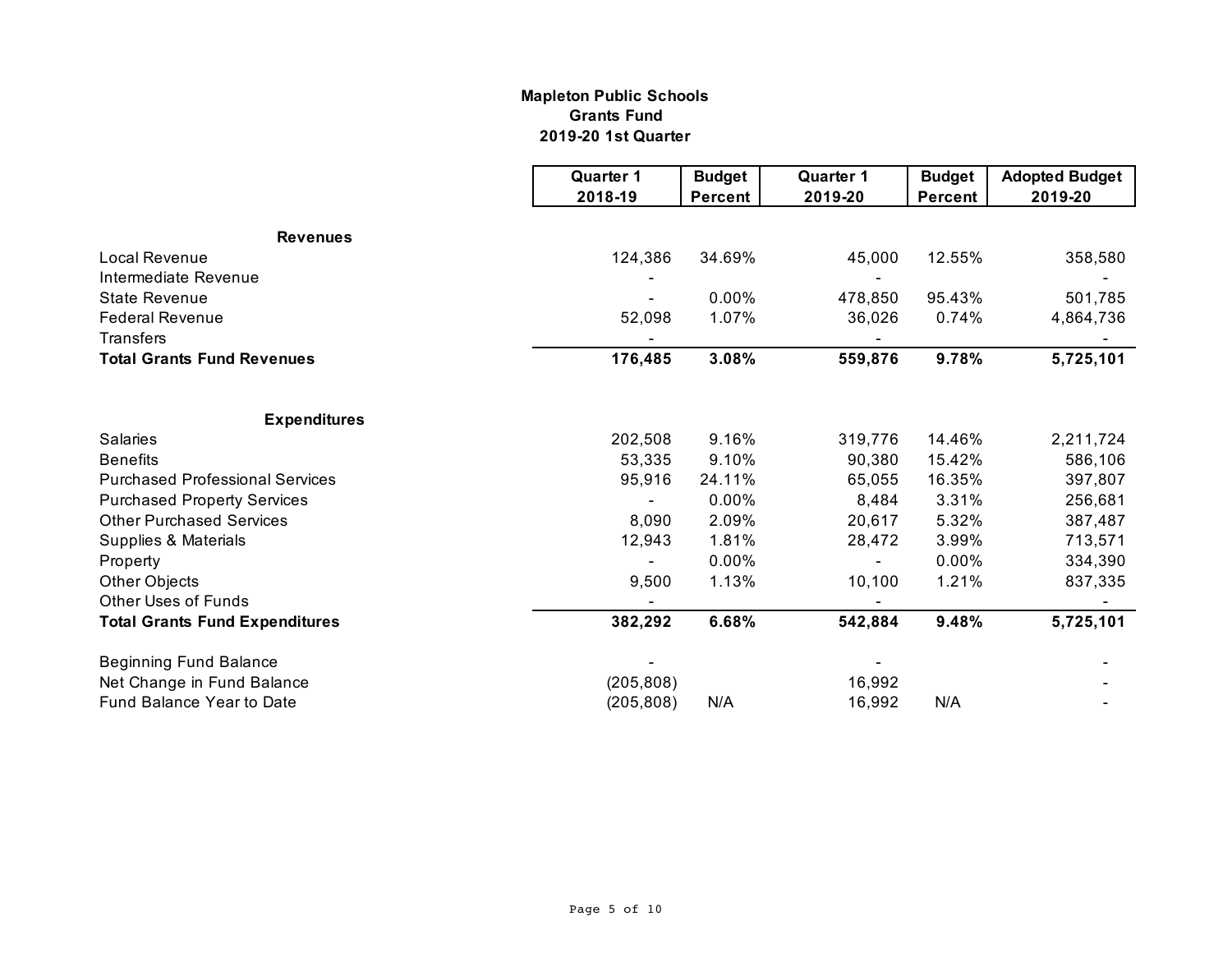**Mapleton Public Schools**
**Grants Fund**
**2019-20 1st Quarter**

| | Quarter 1 2018-19 | Budget Percent | Quarter 1 2019-20 | Budget Percent | Adopted Budget 2019-20 |
|---|---|---|---|---|---|
| **Revenues** | | | | | |
| Local Revenue | 124,386 | 34.69% | 45,000 | 12.55% | 358,580 |
| Intermediate Revenue | - | | - | | - |
| State Revenue | - | 0.00% | 478,850 | 95.43% | 501,785 |
| Federal Revenue | 52,098 | 1.07% | 36,026 | 0.74% | 4,864,736 |
| Transfers | - | | - | | - |
| **Total Grants Fund Revenues** | **176,485** | **3.08%** | **559,876** | **9.78%** | **5,725,101** |
| | | | | | |
| **Expenditures** | | | | | |
| Salaries | 202,508 | 9.16% | 319,776 | 14.46% | 2,211,724 |
| Benefits | 53,335 | 9.10% | 90,380 | 15.42% | 586,106 |
| Purchased Professional Services | 95,916 | 24.11% | 65,055 | 16.35% | 397,807 |
| Purchased Property Services | - | 0.00% | 8,484 | 3.31% | 256,681 |
| Other Purchased Services | 8,090 | 2.09% | 20,617 | 5.32% | 387,487 |
| Supplies & Materials | 12,943 | 1.81% | 28,472 | 3.99% | 713,571 |
| Property | - | 0.00% | - | 0.00% | 334,390 |
| Other Objects | 9,500 | 1.13% | 10,100 | 1.21% | 837,335 |
| Other Uses of Funds | - | | - | | - |
| **Total Grants Fund Expenditures** | **382,292** | **6.68%** | **542,884** | **9.48%** | **5,725,101** |
| | | | | | |
| Beginning Fund Balance | - | | - | | - |
| Net Change in Fund Balance | (205,808) | | 16,992 | | - |
| Fund Balance Year to Date | (205,808) | N/A | 16,992 | N/A | - |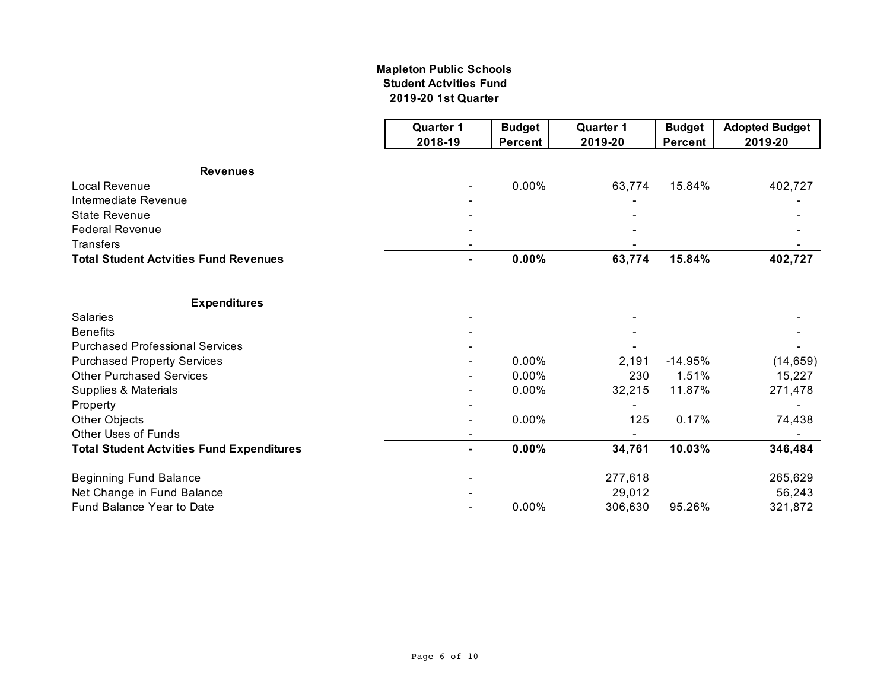**Mapleton Public Schools**
**Student Actvities Fund**
**2019-20 1st Quarter**

| | Quarter 1 2018-19 | Budget Percent | Quarter 1 2019-20 | Budget Percent | Adopted Budget 2019-20 |
|---|---|---|---|---|---|
| **Revenues** | | | | | |
| Local Revenue | - | 0.00% | 63,774 | 15.84% | 402,727 |
| Intermediate Revenue | - | | - | | - |
| State Revenue | - | | - | | - |
| Federal Revenue | - | | - | | - |
| Transfers | - | | - | | - |
| **Total Student Actvities Fund Revenues** | **-** | **0.00%** | **63,774** | **15.84%** | **402,727** |
| **Expenditures** | | | | | |
| Salaries | - | | - | | - |
| Benefits | - | | - | | - |
| Purchased Professional Services | - | | - | | - |
| Purchased Property Services | - | 0.00% | 2,191 | -14.95% | (14,659) |
| Other Purchased Services | - | 0.00% | 230 | 1.51% | 15,227 |
| Supplies & Materials | - | 0.00% | 32,215 | 11.87% | 271,478 |
| Property | - | | - | | - |
| Other Objects | - | 0.00% | 125 | 0.17% | 74,438 |
| Other Uses of Funds | - | | - | | - |
| **Total Student Actvities Fund Expenditures** | **-** | **0.00%** | **34,761** | **10.03%** | **346,484** |
| Beginning Fund Balance | - | | 277,618 | | 265,629 |
| Net Change in Fund Balance | - | | 29,012 | | 56,243 |
| Fund Balance Year to Date | - | 0.00% | 306,630 | 95.26% | 321,872 |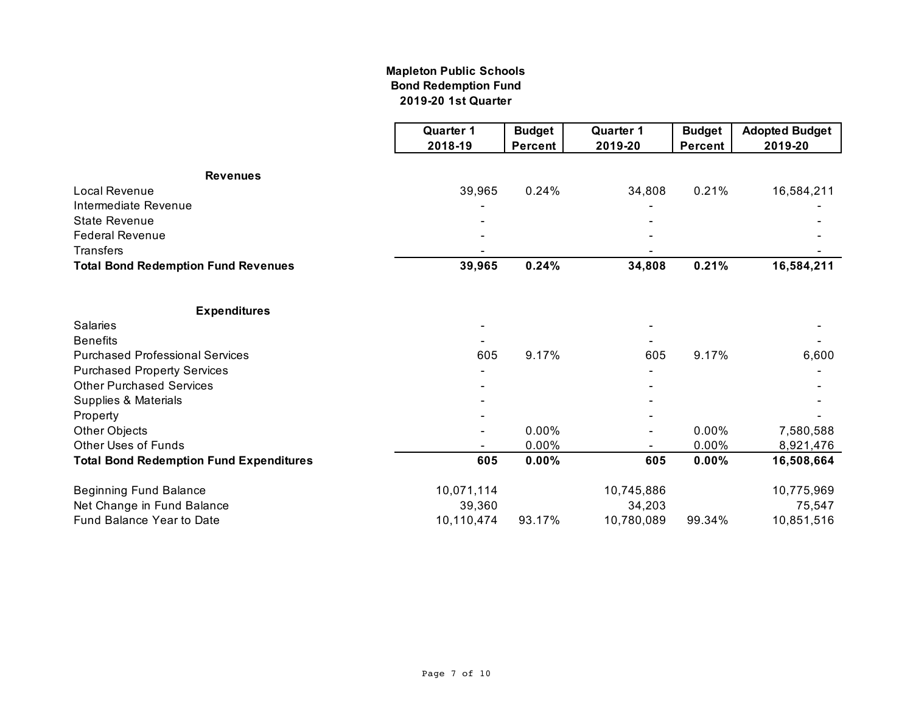**Mapleton Public Schools**
**Bond Redemption Fund**
**2019-20 1st Quarter**

| | Quarter 1 2018-19 | Budget Percent | Quarter 1 2019-20 | Budget Percent | Adopted Budget 2019-20 |
|---|---|---|---|---|---|
| **Revenues** | | | | | |
| Local Revenue | 39,965 | 0.24% | 34,808 | 0.21% | 16,584,211 |
| Intermediate Revenue | - | | - | | - |
| State Revenue | - | | - | | - |
| Federal Revenue | - | | - | | - |
| Transfers | - | | - | | - |
| **Total Bond Redemption Fund Revenues** | **39,965** | **0.24%** | **34,808** | **0.21%** | **16,584,211** |
| | | | | | |
| **Expenditures** | | | | | |
| Salaries | - | | - | | - |
| Benefits | - | | - | | - |
| Purchased Professional Services | 605 | 9.17% | 605 | 9.17% | 6,600 |
| Purchased Property Services | - | | - | | - |
| Other Purchased Services | - | | - | | - |
| Supplies & Materials | - | | - | | - |
| Property | - | | - | | - |
| Other Objects | - | 0.00% | - | 0.00% | 7,580,588 |
| Other Uses of Funds | - | 0.00% | - | 0.00% | 8,921,476 |
| **Total Bond Redemption Fund Expenditures** | **605** | **0.00%** | **605** | **0.00%** | **16,508,664** |
| | | | | | |
| Beginning Fund Balance | 10,071,114 | | 10,745,886 | | 10,775,969 |
| Net Change in Fund Balance | 39,360 | | 34,203 | | 75,547 |
| Fund Balance Year to Date | 10,110,474 | 93.17% | 10,780,089 | 99.34% | 10,851,516 |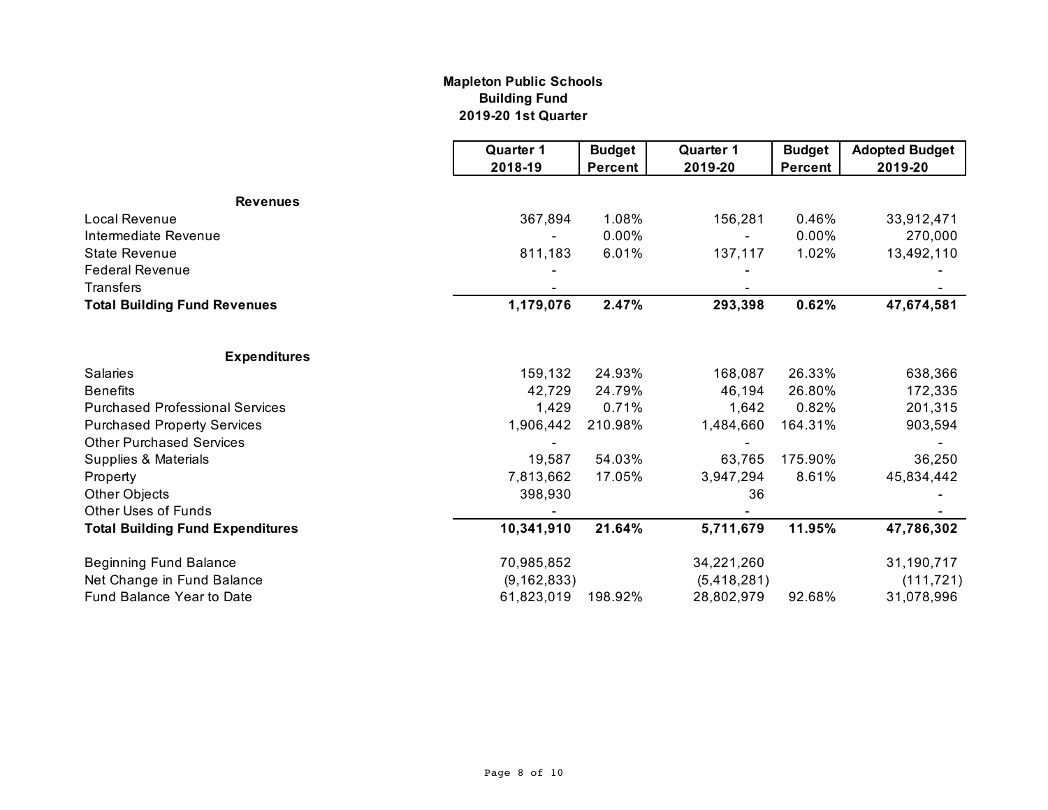**Mapleton Public Schools**
**Building Fund**
**2019-20 1st Quarter**

| | Quarter 1 2018-19 | Budget Percent | Quarter 1 2019-20 | Budget Percent | Adopted Budget 2019-20 |
|---|---|---|---|---|---|
| **Revenues** | | | | | |
| Local Revenue | 367,894 | 1.08% | 156,281 | 0.46% | 33,912,471 |
| Intermediate Revenue | - | 0.00% | - | 0.00% | 270,000 |
| State Revenue | 811,183 | 6.01% | 137,117 | 1.02% | 13,492,110 |
| Federal Revenue | - | | - | | - |
| Transfers | - | | - | | - |
| **Total Building Fund Revenues** | **1,179,076** | **2.47%** | **293,398** | **0.62%** | **47,674,581** |
| **Expenditures** | | | | | |
| Salaries | 159,132 | 24.93% | 168,087 | 26.33% | 638,366 |
| Benefits | 42,729 | 24.79% | 46,194 | 26.80% | 172,335 |
| Purchased Professional Services | 1,429 | 0.71% | 1,642 | 0.82% | 201,315 |
| Purchased Property Services | 1,906,442 | 210.98% | 1,484,660 | 164.31% | 903,594 |
| Other Purchased Services | - | | - | | - |
| Supplies & Materials | 19,587 | 54.03% | 63,765 | 175.90% | 36,250 |
| Property | 7,813,662 | 17.05% | 3,947,294 | 8.61% | 45,834,442 |
| Other Objects | 398,930 | | 36 | | - |
| Other Uses of Funds | - | | - | | - |
| **Total Building Fund Expenditures** | **10,341,910** | **21.64%** | **5,711,679** | **11.95%** | **47,786,302** |
| Beginning Fund Balance | 70,985,852 | | 34,221,260 | | 31,190,717 |
| Net Change in Fund Balance | (9,162,833) | | (5,418,281) | | (111,721) |
| Fund Balance Year to Date | 61,823,019 | 198.92% | 28,802,979 | 92.68% | 31,078,996 |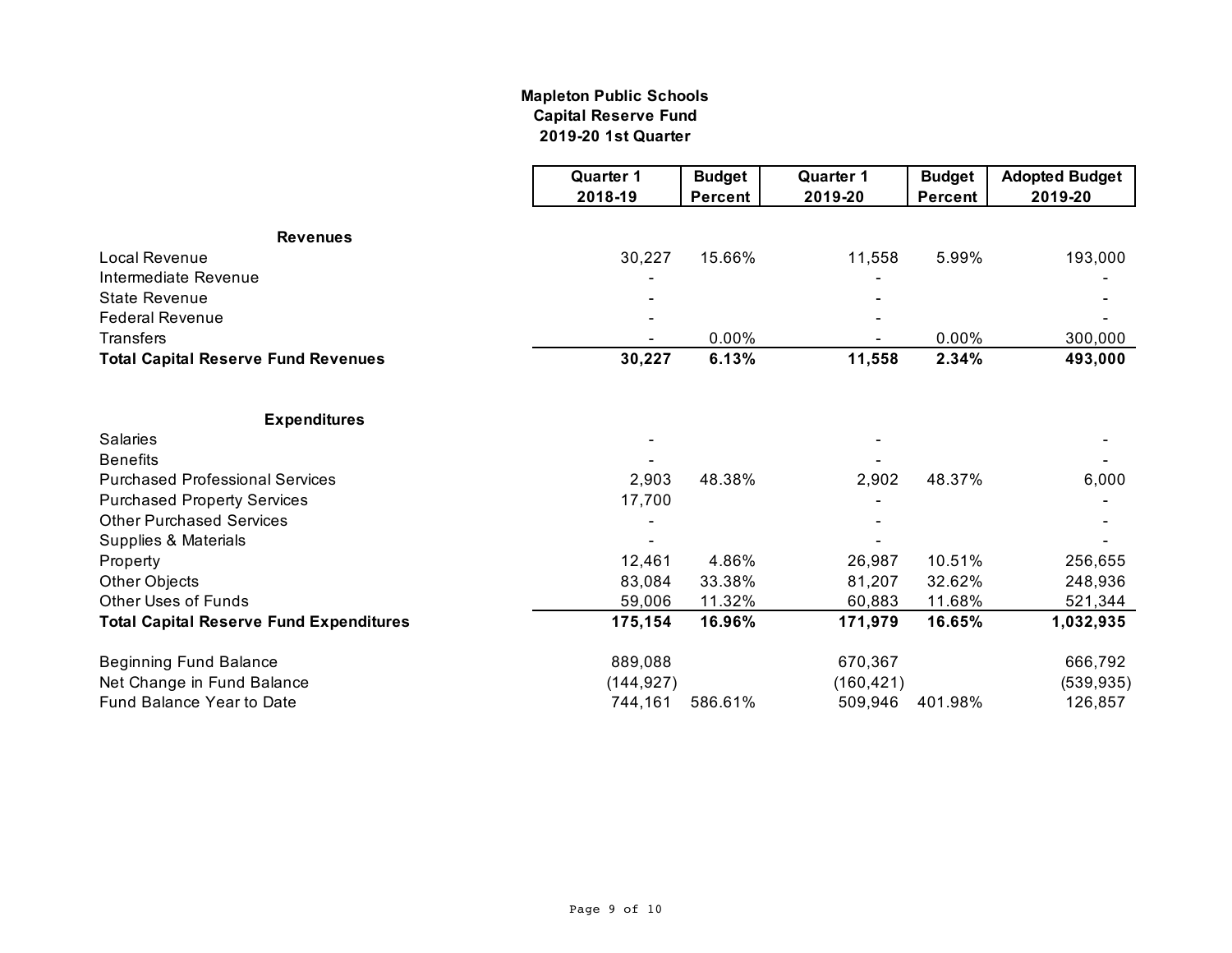**Mapleton Public Schools**
**Capital Reserve Fund**
**2019-20 1st Quarter**

| | Quarter 1 2018-19 | Budget Percent | Quarter 1 2019-20 | Budget Percent | Adopted Budget 2019-20 |
|---|---|---|---|---|---|
| **Revenues** | | | | | |
| Local Revenue | 30,227 | 15.66% | 11,558 | 5.99% | 193,000 |
| Intermediate Revenue | - | | - | | - |
| State Revenue | - | | - | | - |
| Federal Revenue | - | | - | | - |
| Transfers | - | 0.00% | - | 0.00% | 300,000 |
| **Total Capital Reserve Fund Revenues** | **30,227** | **6.13%** | **11,558** | **2.34%** | **493,000** |
| | | | | | |
| **Expenditures** | | | | | |
| Salaries | - | | - | | - |
| Benefits | - | | - | | - |
| Purchased Professional Services | 2,903 | 48.38% | 2,902 | 48.37% | 6,000 |
| Purchased Property Services | 17,700 | | - | | - |
| Other Purchased Services | - | | - | | - |
| Supplies & Materials | - | | - | | - |
| Property | 12,461 | 4.86% | 26,987 | 10.51% | 256,655 |
| Other Objects | 83,084 | 33.38% | 81,207 | 32.62% | 248,936 |
| Other Uses of Funds | 59,006 | 11.32% | 60,883 | 11.68% | 521,344 |
| **Total Capital Reserve Fund Expenditures** | **175,154** | **16.96%** | **171,979** | **16.65%** | **1,032,935** |
| | | | | | |
| Beginning Fund Balance | 889,088 | | 670,367 | | 666,792 |
| Net Change in Fund Balance | (144,927) | | (160,421) | | (539,935) |
| Fund Balance Year to Date | 744,161 | 586.61% | 509,946 | 401.98% | 126,857 |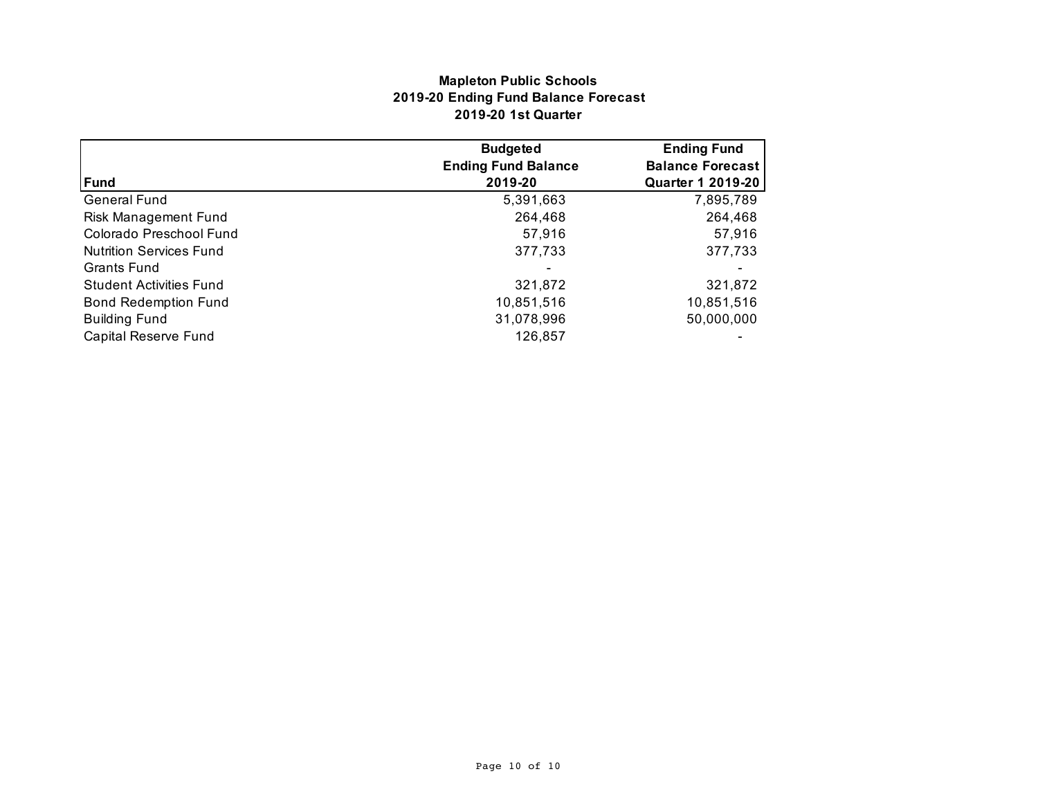**Mapleton Public Schools**
**2019-20 Ending Fund Balance Forecast**
**2019-20 1st Quarter**

| Fund | Budgeted Ending Fund Balance 2019-20 | Ending Fund Balance Forecast Quarter 1 2019-20 |
|---|---|---|
| General Fund | 5,391,663 | 7,895,789 |
| Risk Management Fund | 264,468 | 264,468 |
| Colorado Preschool Fund | 57,916 | 57,916 |
| Nutrition Services Fund | 377,733 | 377,733 |
| Grants Fund | - | - |
| Student Activities Fund | 321,872 | 321,872 |
| Bond Redemption Fund | 10,851,516 | 10,851,516 |
| Building Fund | 31,078,996 | 50,000,000 |
| Capital Reserve Fund | 126,857 | - |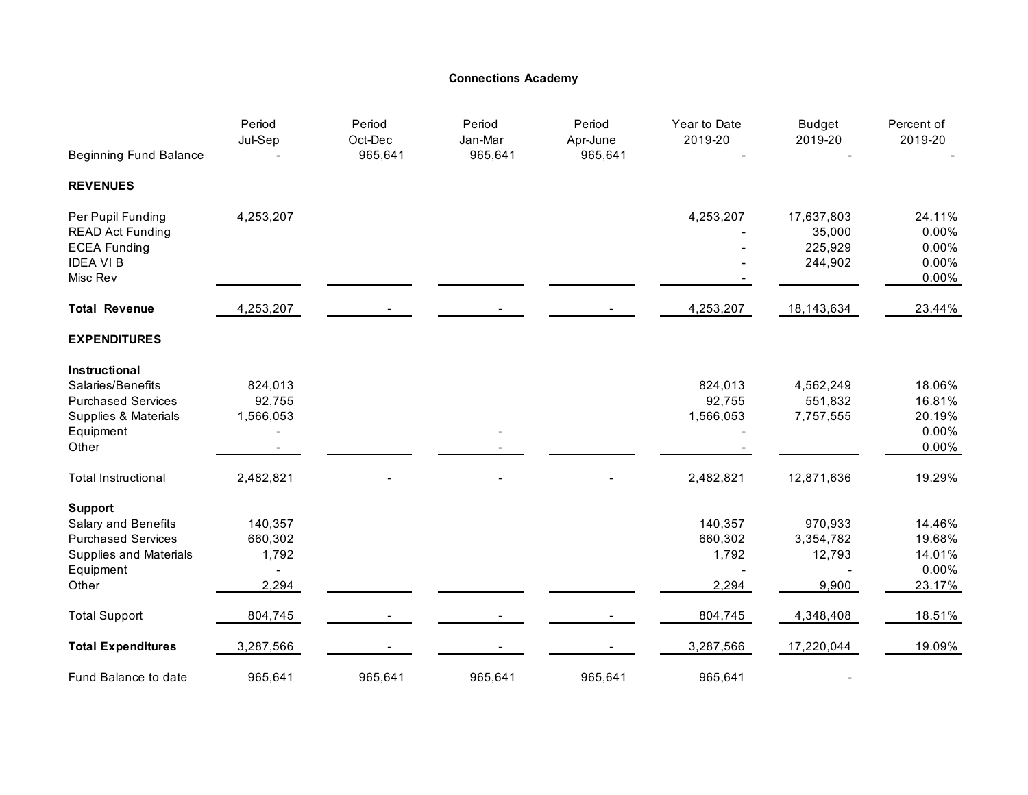# Connections Academy

| | Period Jul-Sep | Period Oct-Dec | Period Jan-Mar | Period Apr-June | Year to Date 2019-20 | Budget 2019-20 | Percent of 2019-20 |
|---|---|---|---|---|---|---|---|
| Beginning Fund Balance | - | 965,641 | 965,641 | 965,641 | - | - | - |
| **REVENUES** | | | | | | | |
| Per Pupil Funding | 4,253,207 | | | | 4,253,207 | 17,637,803 | 24.11% |
| READ Act Funding | | | | | - | 35,000 | 0.00% |
| ECEA Funding | | | | | - | 225,929 | 0.00% |
| IDEA VI B | | | | | - | 244,902 | 0.00% |
| Misc Rev | | | | | - | | 0.00% |
| **Total Revenue** | 4,253,207 | - | - | - | 4,253,207 | 18,143,634 | 23.44% |
| **EXPENDITURES** | | | | | | | |
| **Instructional** | | | | | | | |
| Salaries/Benefits | 824,013 | | | | 824,013 | 4,562,249 | 18.06% |
| Purchased Services | 92,755 | | | | 92,755 | 551,832 | 16.81% |
| Supplies & Materials | 1,566,053 | | | | 1,566,053 | 7,757,555 | 20.19% |
| Equipment | - | | - | | - | | 0.00% |
| Other | - | | - | | - | | 0.00% |
| Total Instructional | 2,482,821 | - | - | - | 2,482,821 | 12,871,636 | 19.29% |
| **Support** | | | | | | | |
| Salary and Benefits | 140,357 | | | | 140,357 | 970,933 | 14.46% |
| Purchased Services | 660,302 | | | | 660,302 | 3,354,782 | 19.68% |
| Supplies and Materials | 1,792 | | | | 1,792 | 12,793 | 14.01% |
| Equipment | - | | | | - | - | 0.00% |
| Other | 2,294 | | | | 2,294 | 9,900 | 23.17% |
| Total Support | 804,745 | - | - | - | 804,745 | 4,348,408 | 18.51% |
| **Total Expenditures** | 3,287,566 | - | - | - | 3,287,566 | 17,220,044 | 19.09% |
| Fund Balance to date | 965,641 | 965,641 | 965,641 | 965,641 | 965,641 | - | |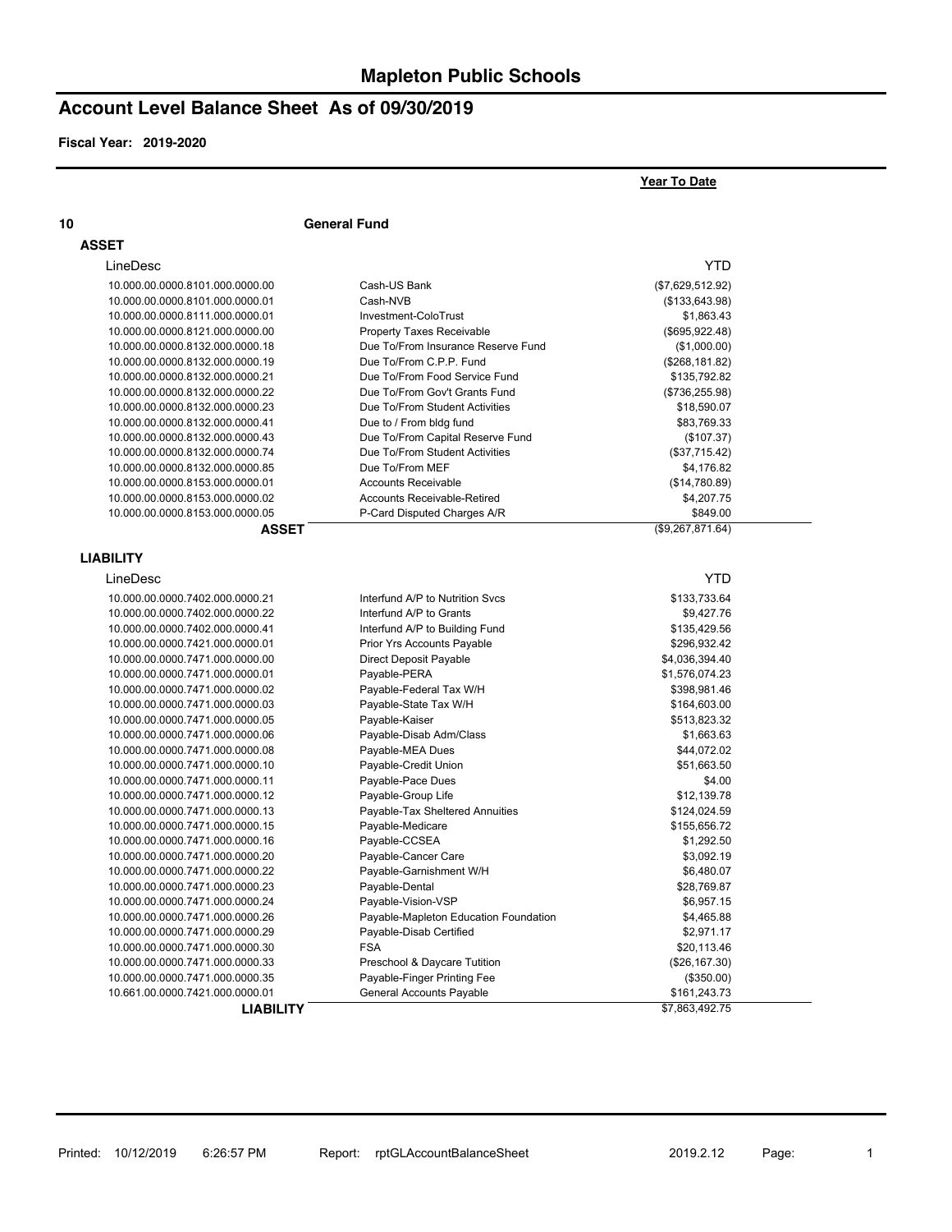# Mapleton Public Schools

## Account Level Balance Sheet As of 09/30/2019

**Fiscal Year: 2019-2020**

**Year To Date**

**10 General Fund**

### ASSET

| LineDesc | | YTD |
|---|---|---|
| 10.000.00.0000.8101.000.0000.00 | Cash-US Bank | ($7,629,512.92) |
| 10.000.00.0000.8101.000.0000.01 | Cash-NVB | ($133,643.98) |
| 10.000.00.0000.8111.000.0000.01 | Investment-ColoTrust | $1,863.43 |
| 10.000.00.0000.8121.000.0000.00 | Property Taxes Receivable | ($695,922.48) |
| 10.000.00.0000.8132.000.0000.18 | Due To/From Insurance Reserve Fund | ($1,000.00) |
| 10.000.00.0000.8132.000.0000.19 | Due To/From C.P.P. Fund | ($268,181.82) |
| 10.000.00.0000.8132.000.0000.21 | Due To/From Food Service Fund | $135,792.82 |
| 10.000.00.0000.8132.000.0000.22 | Due To/From Gov't Grants Fund | ($736,255.98) |
| 10.000.00.0000.8132.000.0000.23 | Due To/From Student Activities | $18,590.07 |
| 10.000.00.0000.8132.000.0000.41 | Due to / From bldg fund | $83,769.33 |
| 10.000.00.0000.8132.000.0000.43 | Due To/From Capital Reserve Fund | ($107.37) |
| 10.000.00.0000.8132.000.0000.74 | Due To/From Student Activities | ($37,715.42) |
| 10.000.00.0000.8132.000.0000.85 | Due To/From MEF | $4,176.82 |
| 10.000.00.0000.8153.000.0000.01 | Accounts Receivable | ($14,780.89) |
| 10.000.00.0000.8153.000.0000.02 | Accounts Receivable-Retired | $4,207.75 |
| 10.000.00.0000.8153.000.0000.05 | P-Card Disputed Charges A/R | $849.00 |
| **ASSET** | | ($9,267,871.64) |

### LIABILITY

| LineDesc | | YTD |
|---|---|---|
| 10.000.00.0000.7402.000.0000.21 | Interfund A/P to Nutrition Svcs | $133,733.64 |
| 10.000.00.0000.7402.000.0000.22 | Interfund A/P to Grants | $9,427.76 |
| 10.000.00.0000.7402.000.0000.41 | Interfund A/P to Building Fund | $135,429.56 |
| 10.000.00.0000.7421.000.0000.01 | Prior Yrs Accounts Payable | $296,932.42 |
| 10.000.00.0000.7471.000.0000.00 | Direct Deposit Payable | $4,036,394.40 |
| 10.000.00.0000.7471.000.0000.01 | Payable-PERA | $1,576,074.23 |
| 10.000.00.0000.7471.000.0000.02 | Payable-Federal Tax W/H | $398,981.46 |
| 10.000.00.0000.7471.000.0000.03 | Payable-State Tax W/H | $164,603.00 |
| 10.000.00.0000.7471.000.0000.05 | Payable-Kaiser | $513,823.32 |
| 10.000.00.0000.7471.000.0000.06 | Payable-Disab Adm/Class | $1,663.63 |
| 10.000.00.0000.7471.000.0000.08 | Payable-MEA Dues | $44,072.02 |
| 10.000.00.0000.7471.000.0000.10 | Payable-Credit Union | $51,663.50 |
| 10.000.00.0000.7471.000.0000.11 | Payable-Pace Dues | $4.00 |
| 10.000.00.0000.7471.000.0000.12 | Payable-Group Life | $12,139.78 |
| 10.000.00.0000.7471.000.0000.13 | Payable-Tax Sheltered Annuities | $124,024.59 |
| 10.000.00.0000.7471.000.0000.15 | Payable-Medicare | $155,656.72 |
| 10.000.00.0000.7471.000.0000.16 | Payable-CCSEA | $1,292.50 |
| 10.000.00.0000.7471.000.0000.20 | Payable-Cancer Care | $3,092.19 |
| 10.000.00.0000.7471.000.0000.22 | Payable-Garnishment W/H | $6,480.07 |
| 10.000.00.0000.7471.000.0000.23 | Payable-Dental | $28,769.87 |
| 10.000.00.0000.7471.000.0000.24 | Payable-Vision-VSP | $6,957.15 |
| 10.000.00.0000.7471.000.0000.26 | Payable-Mapleton Education Foundation | $4,465.88 |
| 10.000.00.0000.7471.000.0000.29 | Payable-Disab Certified | $2,971.17 |
| 10.000.00.0000.7471.000.0000.30 | FSA | $20,113.46 |
| 10.000.00.0000.7471.000.0000.33 | Preschool & Daycare Tutition | ($26,167.30) |
| 10.000.00.0000.7471.000.0000.35 | Payable-Finger Printing Fee | ($350.00) |
| 10.661.00.0000.7421.000.0000.01 | General Accounts Payable | $161,243.73 |
| **LIABILITY** | | $7,863,492.75 |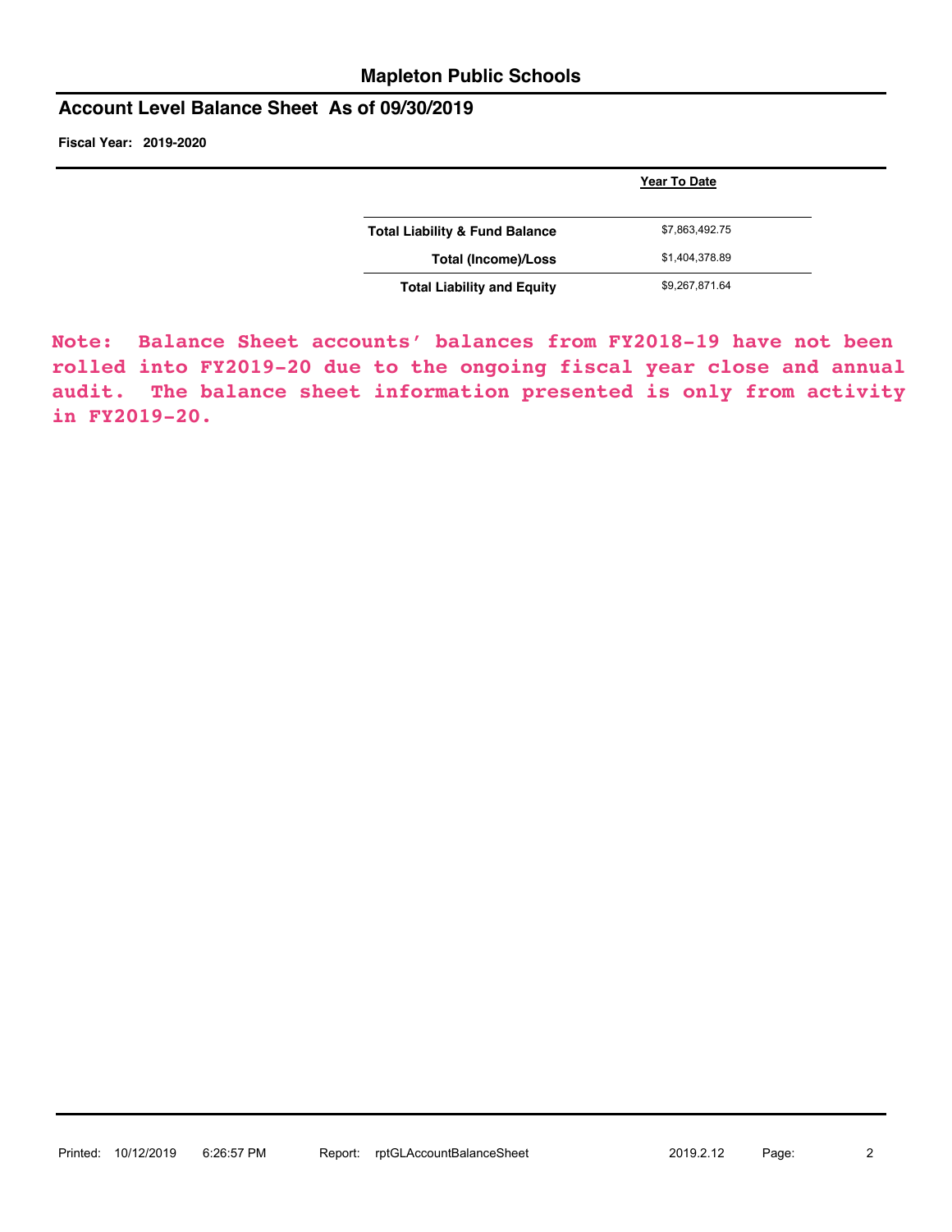# Mapleton Public Schools

## Account Level Balance Sheet As of 09/30/2019

**Fiscal Year: 2019-2020**

| | Year To Date |
|---|---|
| **Total Liability & Fund Balance** | $7,863,492.75 |
| **Total (Income)/Loss** | $1,404,378.89 |
| **Total Liability and Equity** | $9,267,871.64 |

**Note: Balance Sheet accounts' balances from FY2018-19 have not been rolled into FY2019-20 due to the ongoing fiscal year close and annual audit. The balance sheet information presented is only from activity in FY2019-20.**

Printed: 10/12/2019 6:26:57 PM Report: rptGLAccountBalanceSheet 2019.2.12